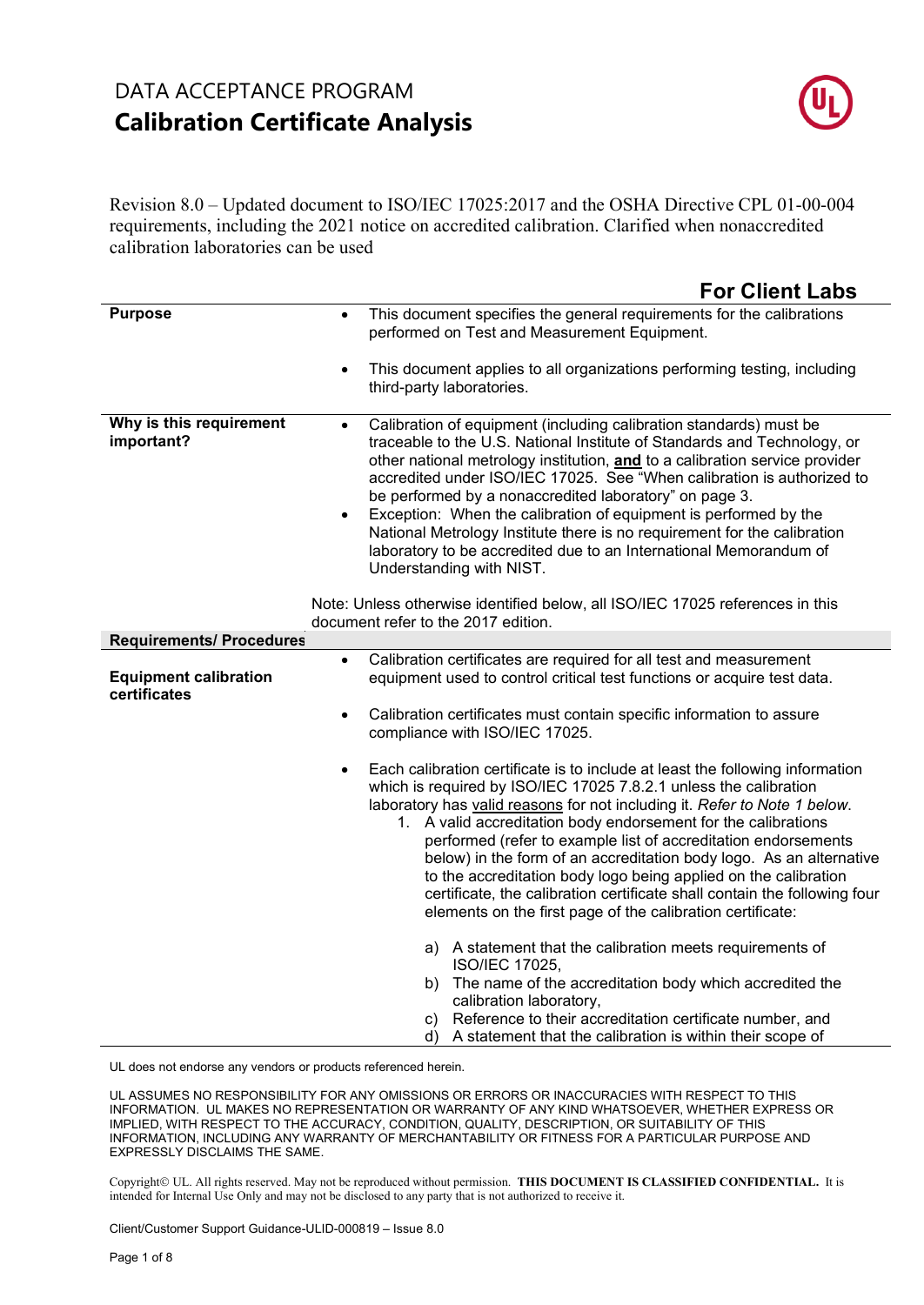# DATA ACCEPTANCE PROGRAM

## Calibration Certificate Analysis

Revision 8.0 – Updated document to ISO/IEC 17025:2017 and the OSHA Directive CPL 01-00-004 requirements, including the 2021 notice on accredited calibration. Clarified when nonaccredited calibration laboratories can be used

### For Client Labs

**Purpose**

- This document specifies the general requirements for the calibrations performed on Test and Measurement Equipment.
- This document applies to all organizations performing testing, including third-party laboratories.

**Why is this requirement important?**

- Calibration of equipment (including calibration standards) must be traceable to the U.S. National Institute of Standards and Technology, or other national metrology institution, **and** to a calibration service provider accredited under ISO/IEC 17025. See "When calibration is authorized to be performed by a nonaccredited laboratory" on page 3.
- Exception: When the calibration of equipment is performed by the National Metrology Institute there is no requirement for the calibration laboratory to be accredited due to an International Memorandum of Understanding with NIST.

Note: Unless otherwise identified below, all ISO/IEC 17025 references in this document refer to the 2017 edition.

**Requirements/ Procedures**

**Equipment calibration certificates**

- Calibration certificates are required for all test and measurement equipment used to control critical test functions or acquire test data.
- Calibration certificates must contain specific information to assure compliance with ISO/IEC 17025.
- Each calibration certificate is to include at least the following information which is required by ISO/IEC 17025 7.8.2.1 unless the calibration laboratory has valid reasons for not including it. *Refer to Note 1 below.*
    1. A valid accreditation body endorsement for the calibrations performed (refer to example list of accreditation endorsements below) in the form of an accreditation body logo. As an alternative to the accreditation body logo being applied on the calibration certificate, the calibration certificate shall contain the following four elements on the first page of the calibration certificate:
        a) A statement that the calibration meets requirements of ISO/IEC 17025,
        b) The name of the accreditation body which accredited the calibration laboratory,
        c) Reference to their accreditation certificate number, and
        d) A statement that the calibration is within their scope of

UL does not endorse any vendors or products referenced herein.

UL ASSUMES NO RESPONSIBILITY FOR ANY OMISSIONS OR ERRORS OR INACCURACIES WITH RESPECT TO THIS INFORMATION. UL MAKES NO REPRESENTATION OR WARRANTY OF ANY KIND WHATSOEVER, WHETHER EXPRESS OR IMPLIED, WITH RESPECT TO THE ACCURACY, CONDITION, QUALITY, DESCRIPTION, OR SUITABILITY OF THIS INFORMATION, INCLUDING ANY WARRANTY OF MERCHANTABILITY OR FITNESS FOR A PARTICULAR PURPOSE AND EXPRESSLY DISCLAIMS THE SAME.

Copyright© UL. All rights reserved. May not be reproduced without permission. **THIS DOCUMENT IS CLASSIFIED CONFIDENTIAL.** It is intended for Internal Use Only and may not be disclosed to any party that is not authorized to receive it.

Client/Customer Support Guidance-ULID-000819 – Issue 8.0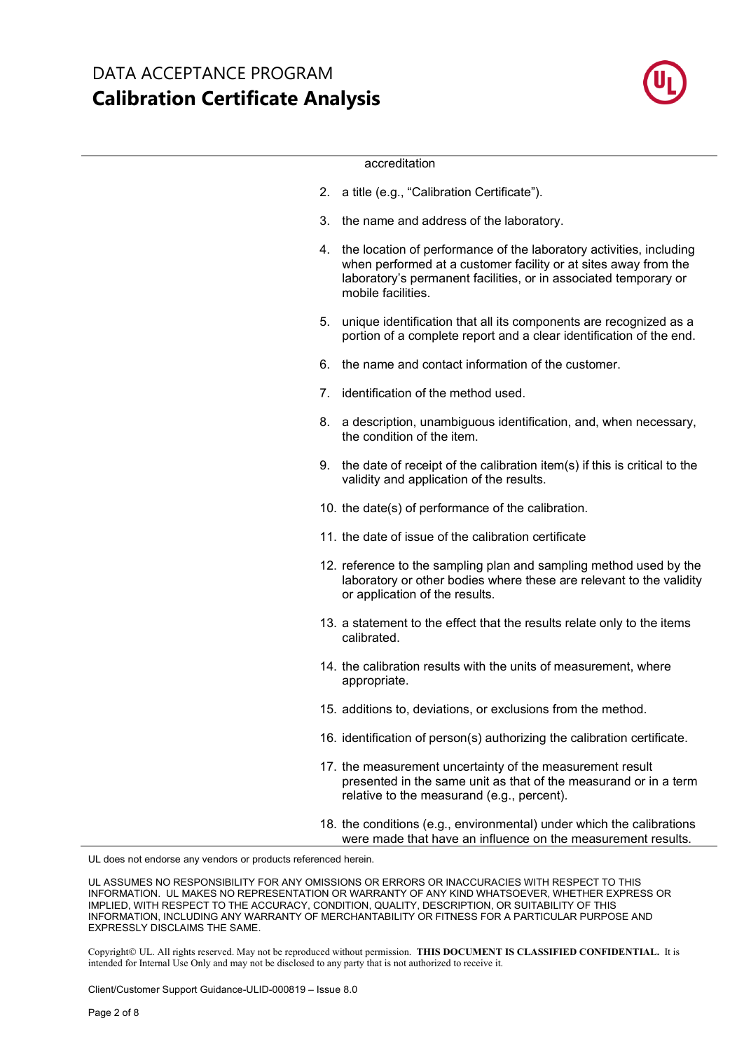accreditation

2. a title (e.g., “Calibration Certificate”).
3. the name and address of the laboratory.
4. the location of performance of the laboratory activities, including when performed at a customer facility or at sites away from the laboratory’s permanent facilities, or in associated temporary or mobile facilities.
5. unique identification that all its components are recognized as a portion of a complete report and a clear identification of the end.
6. the name and contact information of the customer.
7. identification of the method used.
8. a description, unambiguous identification, and, when necessary, the condition of the item.
9. the date of receipt of the calibration item(s) if this is critical to the validity and application of the results.
10. the date(s) of performance of the calibration.
11. the date of issue of the calibration certificate
12. reference to the sampling plan and sampling method used by the laboratory or other bodies where these are relevant to the validity or application of the results.
13. a statement to the effect that the results relate only to the items calibrated.
14. the calibration results with the units of measurement, where appropriate.
15. additions to, deviations, or exclusions from the method.
16. identification of person(s) authorizing the calibration certificate.
17. the measurement uncertainty of the measurement result presented in the same unit as that of the measurand or in a term relative to the measurand (e.g., percent).
18. the conditions (e.g., environmental) under which the calibrations were made that have an influence on the measurement results.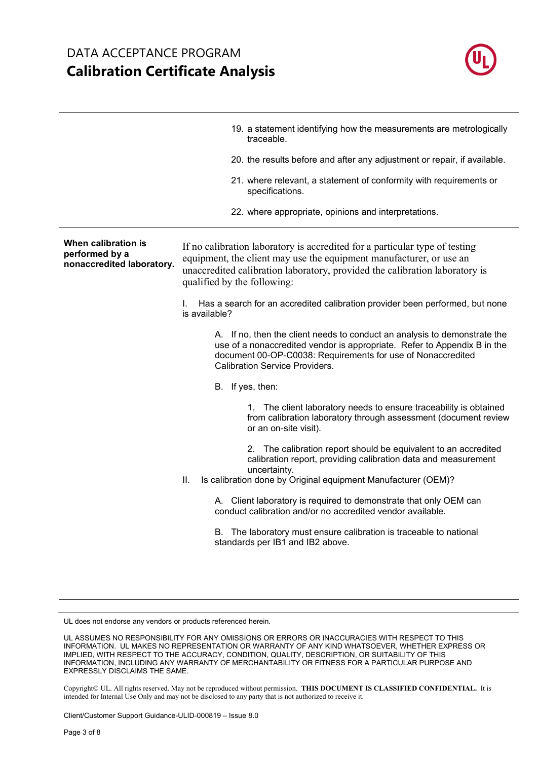19. a statement identifying how the measurements are metrologically traceable.

20. the results before and after any adjustment or repair, if available.

21. where relevant, a statement of conformity with requirements or specifications.

22. where appropriate, opinions and interpretations.

**When calibration is performed by a nonaccredited laboratory.**

If no calibration laboratory is accredited for a particular type of testing equipment, the client may use the equipment manufacturer, or use an unaccredited calibration laboratory, provided the calibration laboratory is qualified by the following:

I. Has a search for an accredited calibration provider been performed, but none is available?

   A. If no, then the client needs to conduct an analysis to demonstrate the use of a nonaccredited vendor is appropriate. Refer to Appendix B in the document 00-OP-C0038: Requirements for use of Nonaccredited Calibration Service Providers.

   B. If yes, then:

      1. The client laboratory needs to ensure traceability is obtained from calibration laboratory through assessment (document review or an on-site visit).

      2. The calibration report should be equivalent to an accredited calibration report, providing calibration data and measurement uncertainty.

II. Is calibration done by Original equipment Manufacturer (OEM)?

   A. Client laboratory is required to demonstrate that only OEM can conduct calibration and/or no accredited vendor available.

   B. The laboratory must ensure calibration is traceable to national standards per IB1 and IB2 above.

UL does not endorse any vendors or products referenced herein.

UL ASSUMES NO RESPONSIBILITY FOR ANY OMISSIONS OR ERRORS OR INACCURACIES WITH RESPECT TO THIS INFORMATION. UL MAKES NO REPRESENTATION OR WARRANTY OF ANY KIND WHATSOEVER, WHETHER EXPRESS OR IMPLIED, WITH RESPECT TO THE ACCURACY, CONDITION, QUALITY, DESCRIPTION, OR SUITABILITY OF THIS INFORMATION, INCLUDING ANY WARRANTY OF MERCHANTABILITY OR FITNESS FOR A PARTICULAR PURPOSE AND EXPRESSLY DISCLAIMS THE SAME.

Copyright© UL. All rights reserved. May not be reproduced without permission. **THIS DOCUMENT IS CLASSIFIED CONFIDENTIAL.** It is intended for Internal Use Only and may not be disclosed to any party that is not authorized to receive it.

Client/Customer Support Guidance-ULID-000819 – Issue 8.0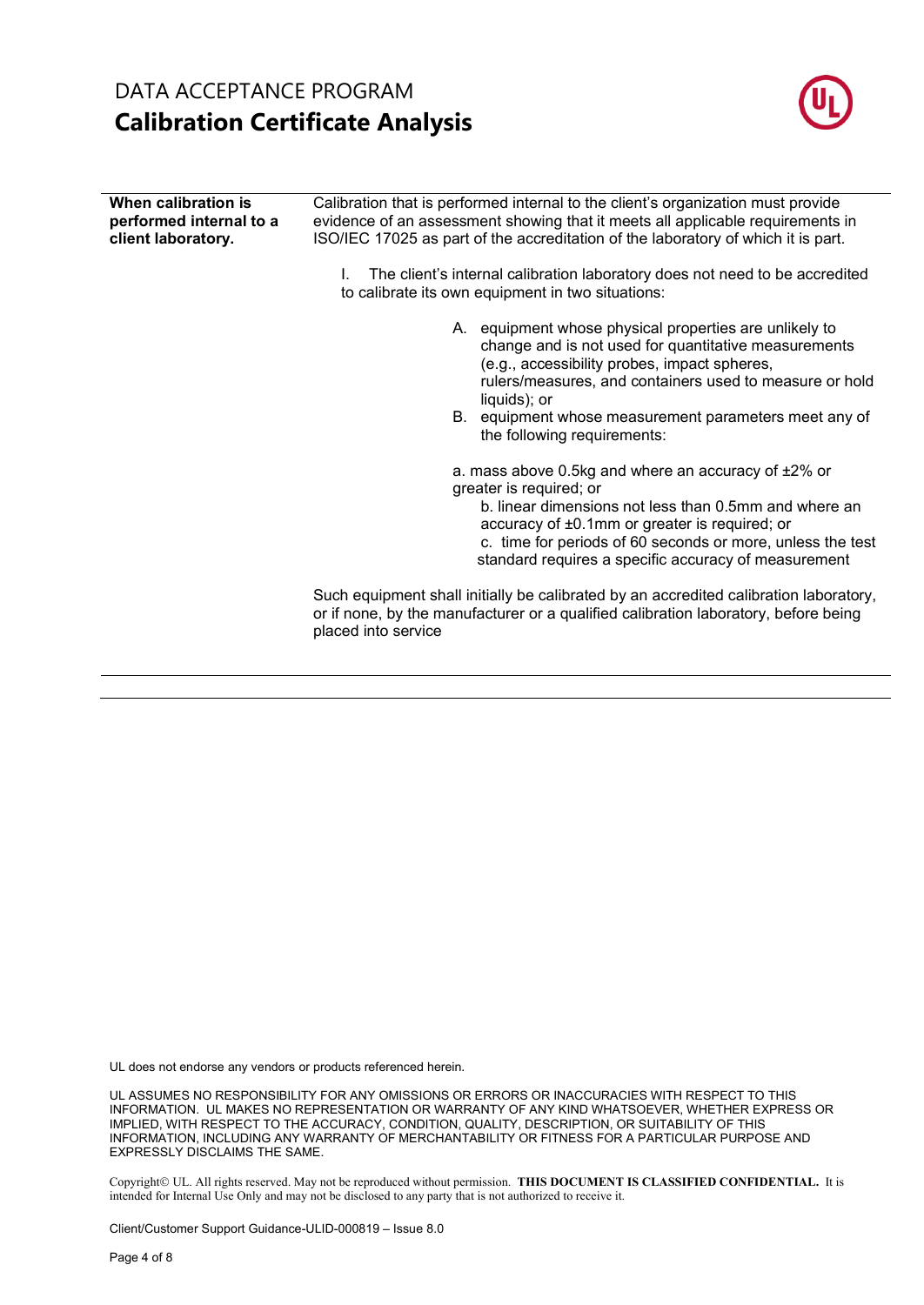| **When calibration is performed internal to a client laboratory.** | Calibration that is performed internal to the client's organization must provide evidence of an assessment showing that it meets all applicable requirements in ISO/IEC 17025 as part of the accreditation of the laboratory of which it is part.<br><br>I. The client's internal calibration laboratory does not need to be accredited to calibrate its own equipment in two situations:<br><br>A. equipment whose physical properties are unlikely to change and is not used for quantitative measurements (e.g., accessibility probes, impact spheres, rulers/measures, and containers used to measure or hold liquids); or<br>B. equipment whose measurement parameters meet any of the following requirements:<br><br>a. mass above 0.5kg and where an accuracy of ±2% or greater is required; or<br>b. linear dimensions not less than 0.5mm and where an accuracy of ±0.1mm or greater is required; or<br>c. time for periods of 60 seconds or more, unless the test standard requires a specific accuracy of measurement<br><br>Such equipment shall initially be calibrated by an accredited calibration laboratory, or if none, by the manufacturer or a qualified calibration laboratory, before being placed into service |
|---|---|

UL does not endorse any vendors or products referenced herein.

UL ASSUMES NO RESPONSIBILITY FOR ANY OMISSIONS OR ERRORS OR INACCURACIES WITH RESPECT TO THIS INFORMATION. UL MAKES NO REPRESENTATION OR WARRANTY OF ANY KIND WHATSOEVER, WHETHER EXPRESS OR IMPLIED, WITH RESPECT TO THE ACCURACY, CONDITION, QUALITY, DESCRIPTION, OR SUITABILITY OF THIS INFORMATION, INCLUDING ANY WARRANTY OF MERCHANTABILITY OR FITNESS FOR A PARTICULAR PURPOSE AND EXPRESSLY DISCLAIMS THE SAME.

Copyright© UL. All rights reserved. May not be reproduced without permission. **THIS DOCUMENT IS CLASSIFIED CONFIDENTIAL.** It is intended for Internal Use Only and may not be disclosed to any party that is not authorized to receive it.

Client/Customer Support Guidance-ULID-000819 – Issue 8.0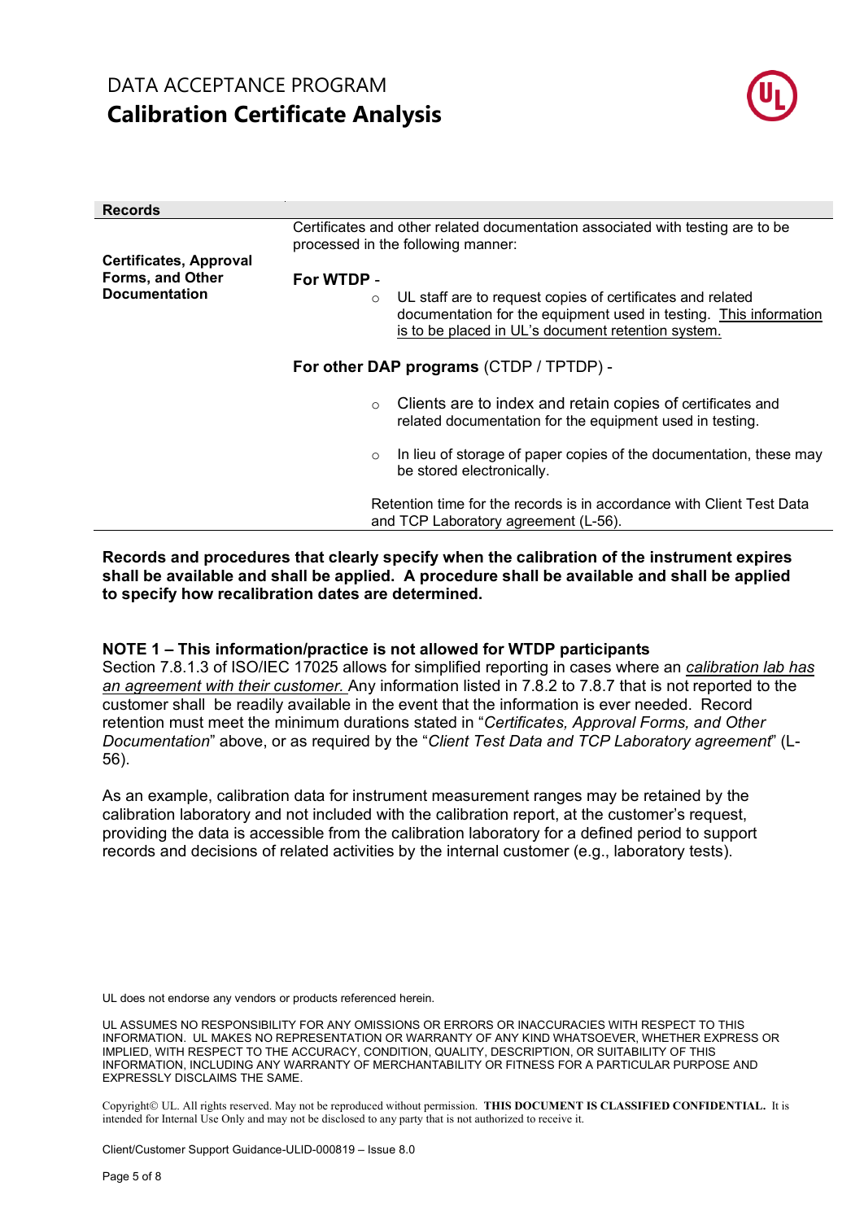| Records | |
|---|---|
| **Certificates, Approval Forms, and Other Documentation** | Certificates and other related documentation associated with testing are to be processed in the following manner:<br><br>**For WTDP** -<br>○ UL staff are to request copies of certificates and related documentation for the equipment used in testing. This information is to be placed in UL's document retention system.<br><br>**For other DAP programs** (CTDP / TPTDP) -<br>○ Clients are to index and retain copies of certificates and related documentation for the equipment used in testing.<br>○ In lieu of storage of paper copies of the documentation, these may be stored electronically.<br><br>Retention time for the records is in accordance with Client Test Data and TCP Laboratory agreement (L-56). |

**Records and procedures that clearly specify when the calibration of the instrument expires shall be available and shall be applied. A procedure shall be available and shall be applied to specify how recalibration dates are determined.**

**NOTE 1 – This information/practice is not allowed for WTDP participants**

Section 7.8.1.3 of ISO/IEC 17025 allows for simplified reporting in cases where an *calibration lab has an agreement with their customer.* Any information listed in 7.8.2 to 7.8.7 that is not reported to the customer shall be readily available in the event that the information is ever needed. Record retention must meet the minimum durations stated in "*Certificates, Approval Forms, and Other Documentation*" above, or as required by the "*Client Test Data and TCP Laboratory agreement*" (L-56).

As an example, calibration data for instrument measurement ranges may be retained by the calibration laboratory and not included with the calibration report, at the customer's request, providing the data is accessible from the calibration laboratory for a defined period to support records and decisions of related activities by the internal customer (e.g., laboratory tests).

UL does not endorse any vendors or products referenced herein.

UL ASSUMES NO RESPONSIBILITY FOR ANY OMISSIONS OR ERRORS OR INACCURACIES WITH RESPECT TO THIS INFORMATION. UL MAKES NO REPRESENTATION OR WARRANTY OF ANY KIND WHATSOEVER, WHETHER EXPRESS OR IMPLIED, WITH RESPECT TO THE ACCURACY, CONDITION, QUALITY, DESCRIPTION, OR SUITABILITY OF THIS INFORMATION, INCLUDING ANY WARRANTY OF MERCHANTABILITY OR FITNESS FOR A PARTICULAR PURPOSE AND EXPRESSLY DISCLAIMS THE SAME.

Copyright© UL. All rights reserved. May not be reproduced without permission. **THIS DOCUMENT IS CLASSIFIED CONFIDENTIAL.** It is intended for Internal Use Only and may not be disclosed to any party that is not authorized to receive it.

Client/Customer Support Guidance-ULID-000819 – Issue 8.0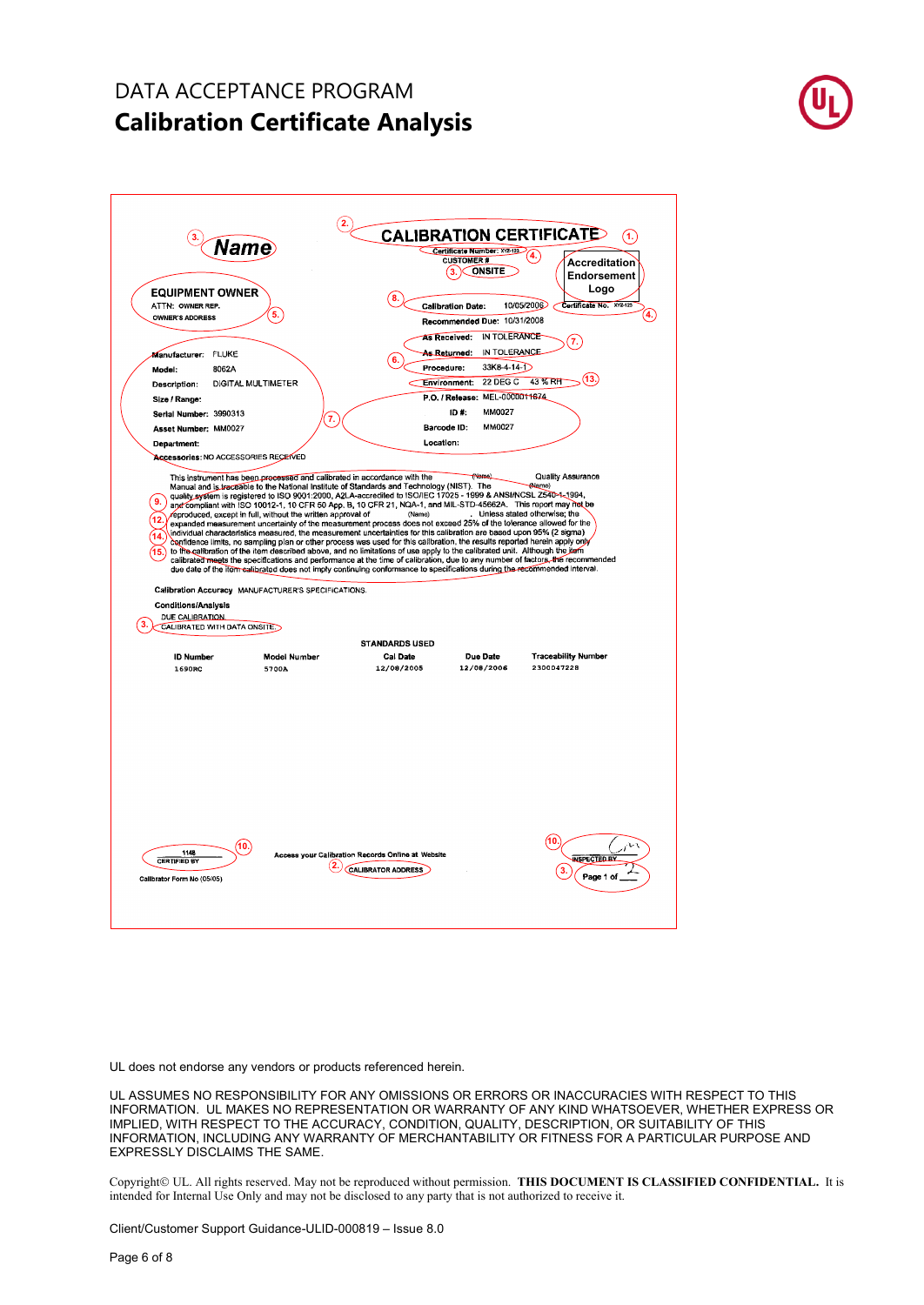DATA ACCEPTANCE PROGRAM

# Calibration Certificate Analysis

3. **Name**

2. **CALIBRATION CERTIFICATE** 1.

Certificate Number: XYZ-123 4.

CUSTOMER #

3. ONSITE

Accreditation Endorsement Logo

**EQUIPMENT OWNER** 5.

ATTN: OWNER REP.

OWNER'S ADDRESS

8. Calibration Date: 10/05/2006

Recommended Due: 10/31/2008

Certificate No. XYZ-123 4.

As Received: IN TOLERANCE 7.

As Returned: IN TOLERANCE

6. Procedure: 33K8-4-14-1

Environment: 22 DEG C 43 % RH 13.

P.O. / Release: MEL-0000011674

ID #: MM0027

Barcode ID: MM0027

Location:

Manufacturer: FLUKE

Model: 8062A

Description: DIGITAL MULTIMETER

Size / Range:

Serial Number: 3990313 7.

Asset Number: MM0027

Department:

Accessories: NO ACCESSORIES RECEIVED

This instrument has been processed and calibrated in accordance with the (Name) Quality Assurance Manual and is traceable to the National Institute of Standards and Technology (NIST). The (Name) quality system is registered to ISO 9001:2000, A2LA-accredited to ISO/IEC 17025 - 1999 & ANSI/NCSL Z540-1-1994, and compliant with ISO 10012-1, 10 CFR 50 App. B, 10 CFR 21, NQA-1, and MIL-STD-45662A. This report may not be reproduced, except in full, without the written approval of (Name). Unless stated otherwise; the expanded measurement uncertainty of the measurement process does not exceed 25% of the tolerance allowed for the individual characteristics measured, the measurement uncertainties for this calibration are based upon 95% (2 sigma) confidence limits, no sampling plan or other process was used for this calibration, the results reported herein apply only to the calibration of the item described above, and no limitations of use apply to the calibrated unit. Although the item calibrated meets the specifications and performance at the time of calibration, due to any number of factors, the recommended due date of the item calibrated does not imply continuing conformance to specifications during the recommended interval.

(Markers 9., 12., 14., 15.)

Calibration Accuracy MANUFACTURER'S SPECIFICATIONS.

Conditions/Analysis

DUE CALIBRATION

3. CALIBRATED WITH DATA ONSITE.

STANDARDS USED

| ID Number | Model Number | Cal Date | Due Date | Traceability Number |
|---|---|---|---|---|
| 1690RC | 5700A | 12/08/2005 | 12/08/2006 | 2300047228 |

1148 10.

CERTIFIED BY

Calibrator Form No (05/05)

Access your Calibration Records Online at Website

2. CALIBRATOR ADDRESS

10. INSPECTED BY

3. Page 1 of 2

UL does not endorse any vendors or products referenced herein.

UL ASSUMES NO RESPONSIBILITY FOR ANY OMISSIONS OR ERRORS OR INACCURACIES WITH RESPECT TO THIS INFORMATION. UL MAKES NO REPRESENTATION OR WARRANTY OF ANY KIND WHATSOEVER, WHETHER EXPRESS OR IMPLIED, WITH RESPECT TO THE ACCURACY, CONDITION, QUALITY, DESCRIPTION, OR SUITABILITY OF THIS INFORMATION, INCLUDING ANY WARRANTY OF MERCHANTABILITY OR FITNESS FOR A PARTICULAR PURPOSE AND EXPRESSLY DISCLAIMS THE SAME.

Copyright© UL. All rights reserved. May not be reproduced without permission. **THIS DOCUMENT IS CLASSIFIED CONFIDENTIAL.** It is intended for Internal Use Only and may not be disclosed to any party that is not authorized to receive it.

Client/Customer Support Guidance-ULID-000819 – Issue 8.0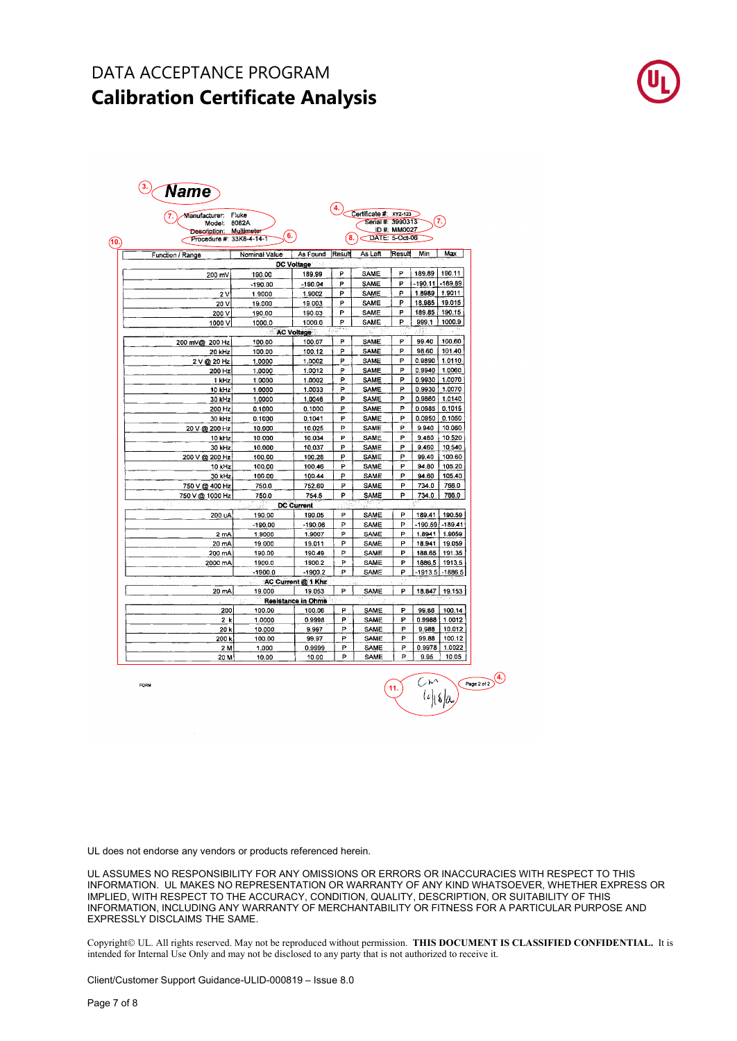# DATA ACCEPTANCE PROGRAM
## Calibration Certificate Analysis

3. **Name**

7. Manufacturer: Fluke
Model: 8062A
Description: Multimeter
Procedure #: 33K8-4-14-1 6.

4. Certificate #: XYZ-123
Serial #: 3990313 7.
ID #: MM0027
8. DATE: 5-Oct-06

10.

| Function / Range | Nominal Value | As Found | Result | As Left | Result | Min | Max |
|---|---|---|---|---|---|---|---|
| | **DC Voltage** | | | | | | |
| 200 mV | 190.00 | 189.99 | P | SAME | P | 189.89 | 190.11 |
| | -190.00 | -190.04 | P | SAME | P | -190.11 | -189.89 |
| 2 V | 1.9000 | 1.9002 | P | SAME | P | 1.8989 | 1.9011 |
| 20 V | 19.000 | 19.003 | P | SAME | P | 18.985 | 19.015 |
| 200 V | 190.00 | 190.03 | P | SAME | P | 189.85 | 190.15 |
| 1000 V | 1000.0 | 1000.0 | P | SAME | P | 999.1 | 1000.9 |
| | **AC Voltage** | | | | | | |
| 200 mV@ 200 Hz | 100.00 | 100.07 | P | SAME | P | 99.40 | 100.60 |
| 20 kHz | 100.00 | 100.12 | P | SAME | P | 98.60 | 101.40 |
| 2 V @ 20 Hz | 1.0000 | 1.0002 | P | SAME | P | 0.9890 | 1.0110 |
| 200 Hz | 1.0000 | 1.0012 | P | SAME | P | 0.9940 | 1.0060 |
| 1 kHz | 1.0000 | 1.0002 | P | SAME | P | 0.9930 | 1.0070 |
| 10 kHz | 1.0000 | 1.0033 | P | SAME | P | 0.9930 | 1.0070 |
| 30 kHz | 1.0000 | 1.0046 | P | SAME | P | 0.9860 | 1.0140 |
| 200 Hz | 0.1000 | 0.1000 | P | SAME | P | 0.0985 | 0.1015 |
| 30 kHz | 0.1000 | 0.1041 | P | SAME | P | 0.0950 | 0.1050 |
| 20 V @ 200 Hz | 10.000 | 10.025 | P | SAME | P | 9.940 | 10.060 |
| 10 kHz | 10.000 | 10.034 | P | SAME | P | 9.480 | 10.520 |
| 30 kHz | 10.000 | 10.037 | P | SAME | P | 9.460 | 10.540 |
| 200 V @ 200 Hz | 100.00 | 100.28 | P | SAME | P | 99.40 | 100.60 |
| 10 kHz | 100.00 | 100.46 | P | SAME | P | 94.80 | 105.20 |
| 30 kHz | 100.00 | 100.44 | P | SAME | P | 94.60 | 105.40 |
| 750 V @ 400 Hz | 750.0 | 752.60 | P | SAME | P | 734.0 | 766.0 |
| 750 V @ 1000 Hz | 750.0 | 754.5 | P | SAME | P | 734.0 | 766.0 |
| | **DC Current** | | | | | | |
| 200 uA | 190.00 | 190.05 | P | SAME | P | 189.41 | 190.59 |
| | -190.00 | -190.06 | P | SAME | P | -190.59 | -189.41 |
| 2 mA | 1.9000 | 1.9007 | P | SAME | P | 1.8941 | 1.9059 |
| 20 mA | 19.000 | 19.011 | P | SAME | P | 18.941 | 19.059 |
| 200 mA | 190.00 | 190.49 | P | SAME | P | 188.65 | 191.35 |
| 2000 mA | 1900.0 | 1900.2 | P | SAME | P | 1886.5 | 1913.5 |
| | -1900.0 | -1900.2 | P | SAME | P | -1913.5 | -1886.5 |
| | **AC Current @ 1 Khz** | | | | | | |
| 20 mA | 19.000 | 19.053 | P | SAME | P | 18.847 | 19.153 |
| | **Resistance in Ohms** | | | | | | |
| 200 | 100.00 | 100.06 | P | SAME | P | 99.86 | 100.14 |
| 2 k | 1.0000 | 0.9998 | P | SAME | P | 0.9988 | 1.0012 |
| 20 k | 10.000 | 9.997 | P | SAME | P | 9.988 | 10.012 |
| 200 k | 100.00 | 99.97 | P | SAME | P | 99.88 | 100.12 |
| 2 M | 1.000 | 0.9999 | P | SAME | P | 0.9978 | 1.0022 |
| 20 M | 10.00 | 10.00 | P | SAME | P | 9.95 | 10.05 |

FORM

11. CM 6/18/06

Page 2 of 2 4.

UL does not endorse any vendors or products referenced herein.

UL ASSUMES NO RESPONSIBILITY FOR ANY OMISSIONS OR ERRORS OR INACCURACIES WITH RESPECT TO THIS INFORMATION. UL MAKES NO REPRESENTATION OR WARRANTY OF ANY KIND WHATSOEVER, WHETHER EXPRESS OR IMPLIED, WITH RESPECT TO THE ACCURACY, CONDITION, QUALITY, DESCRIPTION, OR SUITABILITY OF THIS INFORMATION, INCLUDING ANY WARRANTY OF MERCHANTABILITY OR FITNESS FOR A PARTICULAR PURPOSE AND EXPRESSLY DISCLAIMS THE SAME.

Copyright© UL. All rights reserved. May not be reproduced without permission. **THIS DOCUMENT IS CLASSIFIED CONFIDENTIAL.** It is intended for Internal Use Only and may not be disclosed to any party that is not authorized to receive it.

Client/Customer Support Guidance-ULID-000819 – Issue 8.0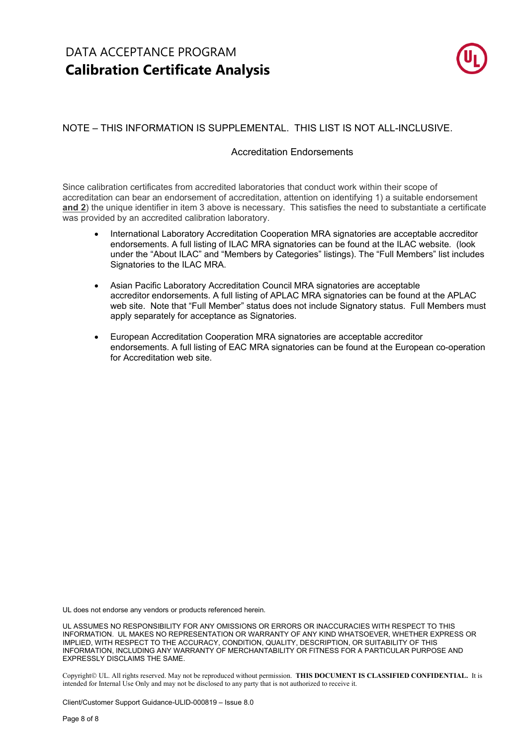NOTE – THIS INFORMATION IS SUPPLEMENTAL. THIS LIST IS NOT ALL-INCLUSIVE.

## Accreditation Endorsements

Since calibration certificates from accredited laboratories that conduct work within their scope of accreditation can bear an endorsement of accreditation, attention on identifying 1) a suitable endorsement **and 2**) the unique identifier in item 3 above is necessary. This satisfies the need to substantiate a certificate was provided by an accredited calibration laboratory.

- International Laboratory Accreditation Cooperation MRA signatories are acceptable accreditor endorsements. A full listing of ILAC MRA signatories can be found at the ILAC website. (look under the "About ILAC" and "Members by Categories" listings). The "Full Members" list includes Signatories to the ILAC MRA.
- Asian Pacific Laboratory Accreditation Council MRA signatories are acceptable accreditor endorsements. A full listing of APLAC MRA signatories can be found at the APLAC web site. Note that "Full Member" status does not include Signatory status. Full Members must apply separately for acceptance as Signatories.
- European Accreditation Cooperation MRA signatories are acceptable accreditor endorsements. A full listing of EAC MRA signatories can be found at the European co-operation for Accreditation web site.

UL does not endorse any vendors or products referenced herein.

UL ASSUMES NO RESPONSIBILITY FOR ANY OMISSIONS OR ERRORS OR INACCURACIES WITH RESPECT TO THIS INFORMATION. UL MAKES NO REPRESENTATION OR WARRANTY OF ANY KIND WHATSOEVER, WHETHER EXPRESS OR IMPLIED, WITH RESPECT TO THE ACCURACY, CONDITION, QUALITY, DESCRIPTION, OR SUITABILITY OF THIS INFORMATION, INCLUDING ANY WARRANTY OF MERCHANTABILITY OR FITNESS FOR A PARTICULAR PURPOSE AND EXPRESSLY DISCLAIMS THE SAME.

Copyright© UL. All rights reserved. May not be reproduced without permission. **THIS DOCUMENT IS CLASSIFIED CONFIDENTIAL.** It is intended for Internal Use Only and may not be disclosed to any party that is not authorized to receive it.

Client/Customer Support Guidance-ULID-000819 – Issue 8.0